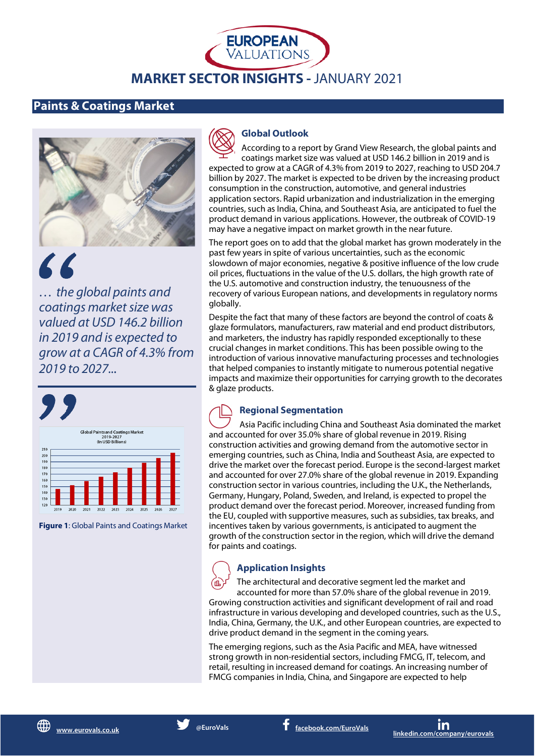# EUROPEAN VALUATIONS

## MARKET SECTOR INSIGHTS - JANUARY 2021

## Paints & Coatings Market

*"… the global paints and coatings market size was valued at USD 146.2 billion in 2019 and is expected to grow at a CAGR of 4.3% from 2019 to 2027..."*

**Figure 1**: Global Paints and Coatings Market

### Global Outlook

According to a report by Grand View Research, the global paints and coatings market size was valued at USD 146.2 billion in 2019 and is expected to grow at a CAGR of 4.3% from 2019 to 2027, reaching to USD 204.7 billion by 2027. The market is expected to be driven by the increasing product consumption in the construction, automotive, and general industries application sectors. Rapid urbanization and industrialization in the emerging countries, such as India, China, and Southeast Asia, are anticipated to fuel the product demand in various applications. However, the outbreak of COVID-19 may have a negative impact on market growth in the near future.

The report goes on to add that the global market has grown moderately in the past few years in spite of various uncertainties, such as the economic slowdown of major economies, negative & positive influence of the low crude oil prices, fluctuations in the value of the U.S. dollars, the high growth rate of the U.S. automotive and construction industry, the tenuousness of the recovery of various European nations, and developments in regulatory norms globally.

Despite the fact that many of these factors are beyond the control of coats & glaze formulators, manufacturers, raw material and end product distributors, and marketers, the industry has rapidly responded exceptionally to these crucial changes in market conditions. This has been possible owing to the introduction of various innovative manufacturing processes and technologies that helped companies to instantly mitigate to numerous potential negative impacts and maximize their opportunities for carrying growth to the decorates & glaze products.

### Regional Segmentation

Asia Pacific including China and Southeast Asia dominated the market and accounted for over 35.0% share of global revenue in 2019. Rising construction activities and growing demand from the automotive sector in emerging countries, such as China, India and Southeast Asia, are expected to drive the market over the forecast period. Europe is the second-largest market and accounted for over 27.0% share of the global revenue in 2019. Expanding construction sector in various countries, including the U.K., the Netherlands, Germany, Hungary, Poland, Sweden, and Ireland, is expected to propel the product demand over the forecast period. Moreover, increased funding from the EU, coupled with supportive measures, such as subsidies, tax breaks, and incentives taken by various governments, is anticipated to augment the growth of the construction sector in the region, which will drive the demand for paints and coatings.

### Application Insights

The architectural and decorative segment led the market and accounted for more than 57.0% share of the global revenue in 2019. Growing construction activities and significant development of rail and road infrastructure in various developing and developed countries, such as the U.S., India, China, Germany, the U.K., and other European countries, are expected to drive product demand in the segment in the coming years.

The emerging regions, such as the Asia Pacific and MEA, have witnessed strong growth in non-residential sectors, including FMCG, IT, telecom, and retail, resulting in increased demand for coatings. An increasing number of FMCG companies in India, China, and Singapore are expected to help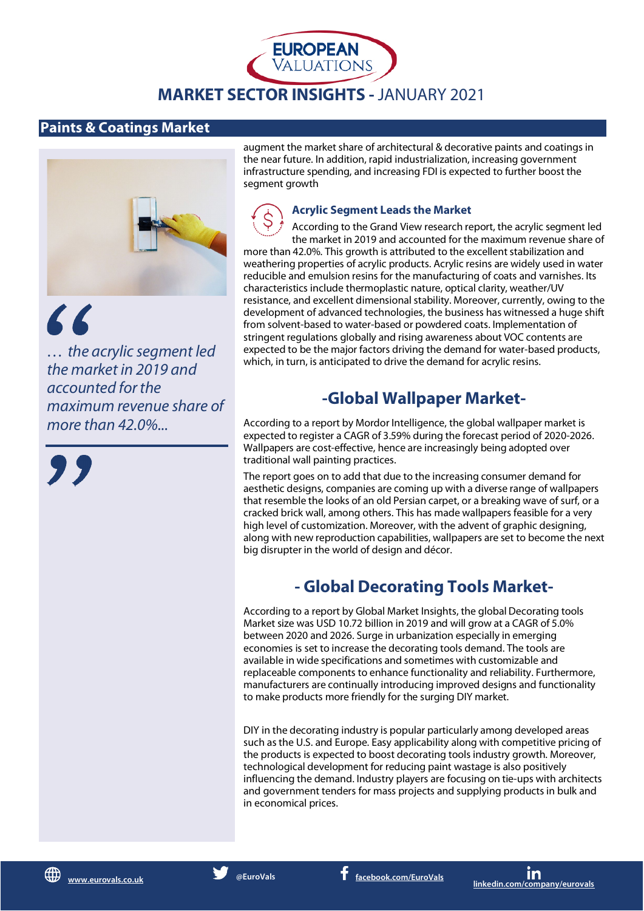# MARKET SECTOR INSIGHTS - JANUARY 2021

## Paints & Coatings Market

> *… the acrylic segment led the market in 2019 and accounted for the maximum revenue share of more than 42.0%...*

augment the market share of architectural & decorative paints and coatings in the near future. In addition, rapid industrialization, increasing government infrastructure spending, and increasing FDI is expected to further boost the segment growth

### Acrylic Segment Leads the Market

According to the Grand View research report, the acrylic segment led the market in 2019 and accounted for the maximum revenue share of more than 42.0%. This growth is attributed to the excellent stabilization and weathering properties of acrylic products. Acrylic resins are widely used in water reducible and emulsion resins for the manufacturing of coats and varnishes. Its characteristics include thermoplastic nature, optical clarity, weather/UV resistance, and excellent dimensional stability. Moreover, currently, owing to the development of advanced technologies, the business has witnessed a huge shift from solvent-based to water-based or powdered coats. Implementation of stringent regulations globally and rising awareness about VOC contents are expected to be the major factors driving the demand for water-based products, which, in turn, is anticipated to drive the demand for acrylic resins.

## -Global Wallpaper Market-

According to a report by Mordor Intelligence, the global wallpaper market is expected to register a CAGR of 3.59% during the forecast period of 2020-2026. Wallpapers are cost-effective, hence are increasingly being adopted over traditional wall painting practices.

The report goes on to add that due to the increasing consumer demand for aesthetic designs, companies are coming up with a diverse range of wallpapers that resemble the looks of an old Persian carpet, or a breaking wave of surf, or a cracked brick wall, among others. This has made wallpapers feasible for a very high level of customization. Moreover, with the advent of graphic designing, along with new reproduction capabilities, wallpapers are set to become the next big disrupter in the world of design and décor.

## - Global Decorating Tools Market-

According to a report by Global Market Insights, the global Decorating tools Market size was USD 10.72 billion in 2019 and will grow at a CAGR of 5.0% between 2020 and 2026. Surge in urbanization especially in emerging economies is set to increase the decorating tools demand. The tools are available in wide specifications and sometimes with customizable and replaceable components to enhance functionality and reliability. Furthermore, manufacturers are continually introducing improved designs and functionality to make products more friendly for the surging DIY market.

DIY in the decorating industry is popular particularly among developed areas such as the U.S. and Europe. Easy applicability along with competitive pricing of the products is expected to boost decorating tools industry growth. Moreover, technological development for reducing paint wastage is also positively influencing the demand. Industry players are focusing on tie-ups with architects and government tenders for mass projects and supplying products in bulk and in economical prices.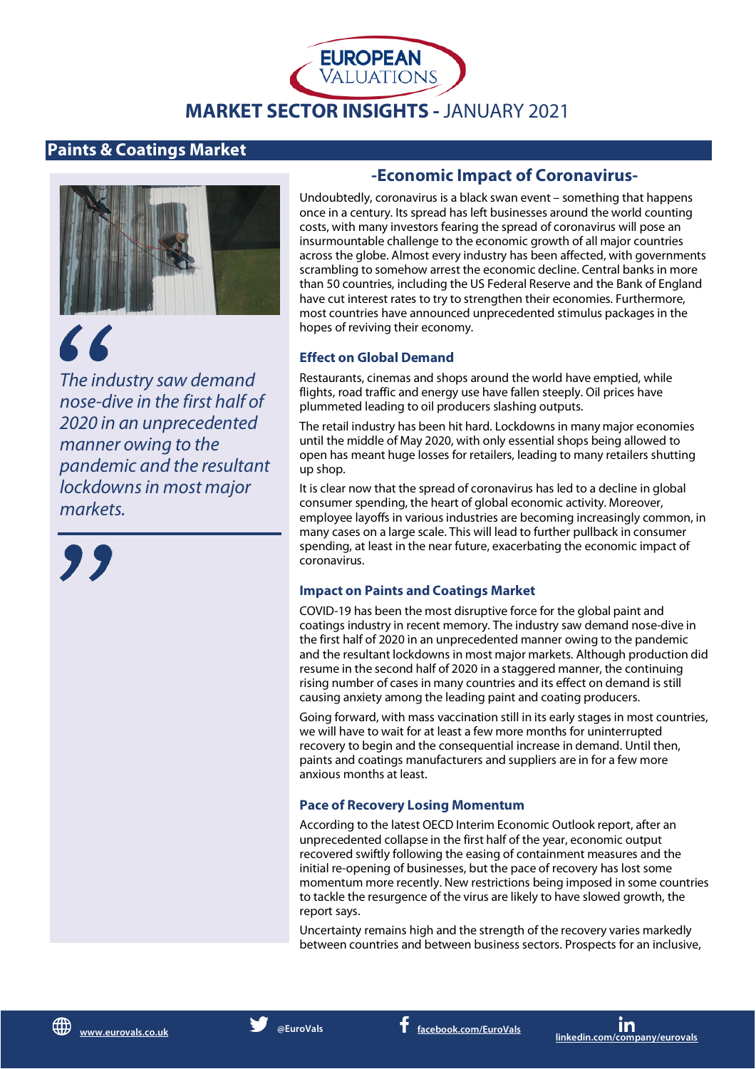## Paints & Coatings Market

> *The industry saw demand nose-dive in the first half of 2020 in an unprecedented manner owing to the pandemic and the resultant lockdowns in most major markets.*

### -Economic Impact of Coronavirus-

Undoubtedly, coronavirus is a black swan event – something that happens once in a century. Its spread has left businesses around the world counting costs, with many investors fearing the spread of coronavirus will pose an insurmountable challenge to the economic growth of all major countries across the globe. Almost every industry has been affected, with governments scrambling to somehow arrest the economic decline. Central banks in more than 50 countries, including the US Federal Reserve and the Bank of England have cut interest rates to try to strengthen their economies. Furthermore, most countries have announced unprecedented stimulus packages in the hopes of reviving their economy.

#### Effect on Global Demand

Restaurants, cinemas and shops around the world have emptied, while flights, road traffic and energy use have fallen steeply. Oil prices have plummeted leading to oil producers slashing outputs.

The retail industry has been hit hard. Lockdowns in many major economies until the middle of May 2020, with only essential shops being allowed to open has meant huge losses for retailers, leading to many retailers shutting up shop.

It is clear now that the spread of coronavirus has led to a decline in global consumer spending, the heart of global economic activity. Moreover, employee layoffs in various industries are becoming increasingly common, in many cases on a large scale. This will lead to further pullback in consumer spending, at least in the near future, exacerbating the economic impact of coronavirus.

#### Impact on Paints and Coatings Market

COVID-19 has been the most disruptive force for the global paint and coatings industry in recent memory. The industry saw demand nose-dive in the first half of 2020 in an unprecedented manner owing to the pandemic and the resultant lockdowns in most major markets. Although production did resume in the second half of 2020 in a staggered manner, the continuing rising number of cases in many countries and its effect on demand is still causing anxiety among the leading paint and coating producers.

Going forward, with mass vaccination still in its early stages in most countries, we will have to wait for at least a few more months for uninterrupted recovery to begin and the consequential increase in demand. Until then, paints and coatings manufacturers and suppliers are in for a few more anxious months at least.

#### Pace of Recovery Losing Momentum

According to the latest OECD Interim Economic Outlook report, after an unprecedented collapse in the first half of the year, economic output recovered swiftly following the easing of containment measures and the initial re-opening of businesses, but the pace of recovery has lost some momentum more recently. New restrictions being imposed in some countries to tackle the resurgence of the virus are likely to have slowed growth, the report says.

Uncertainty remains high and the strength of the recovery varies markedly between countries and between business sectors. Prospects for an inclusive,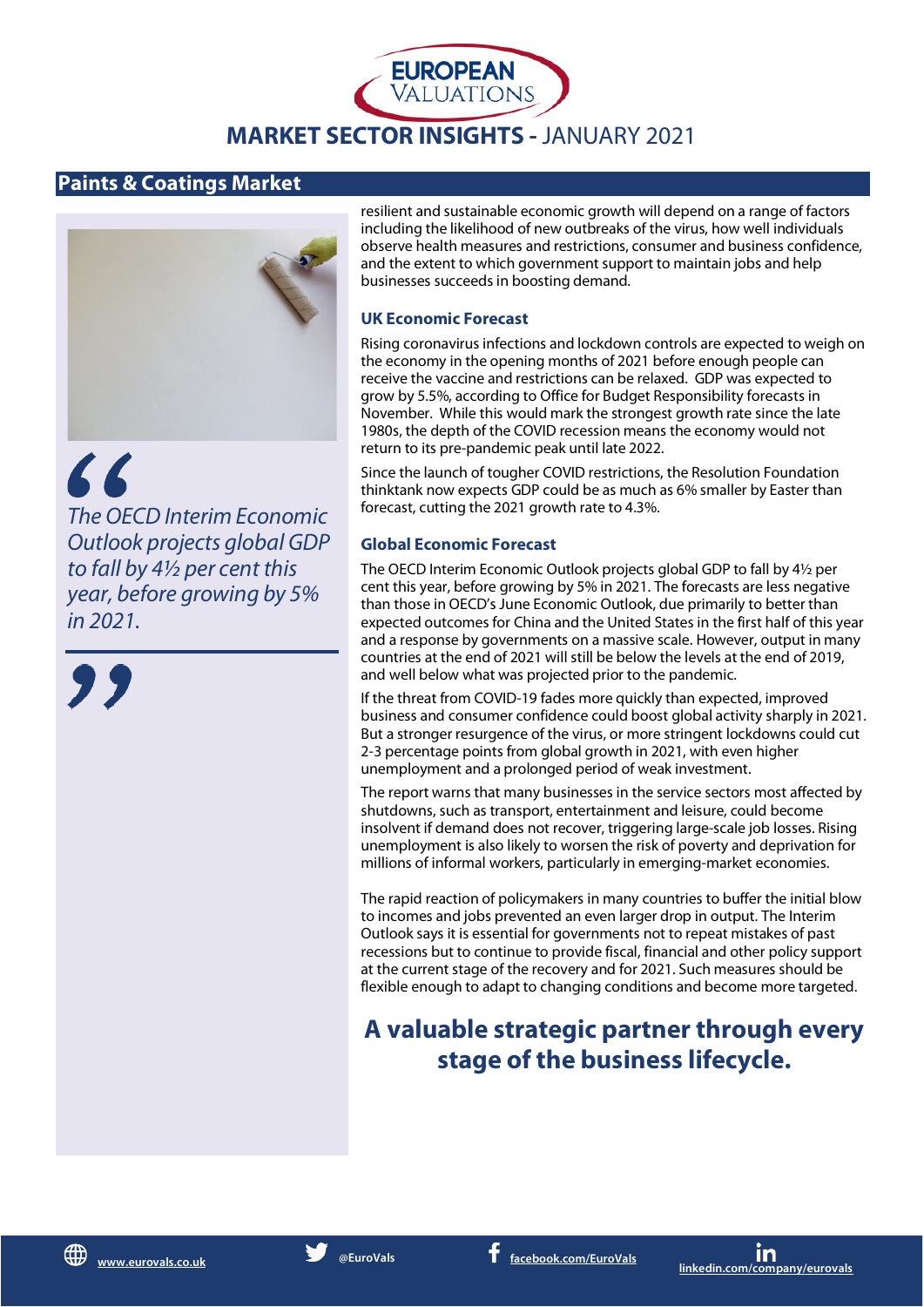# MARKET SECTOR INSIGHTS - JANUARY 2021

## Paints & Coatings Market

*The OECD Interim Economic Outlook projects global GDP to fall by 4½ per cent this year, before growing by 5% in 2021.*

resilient and sustainable economic growth will depend on a range of factors including the likelihood of new outbreaks of the virus, how well individuals observe health measures and restrictions, consumer and business confidence, and the extent to which government support to maintain jobs and help businesses succeeds in boosting demand.

### UK Economic Forecast

Rising coronavirus infections and lockdown controls are expected to weigh on the economy in the opening months of 2021 before enough people can receive the vaccine and restrictions can be relaxed. GDP was expected to grow by 5.5%, according to Office for Budget Responsibility forecasts in November. While this would mark the strongest growth rate since the late 1980s, the depth of the COVID recession means the economy would not return to its pre-pandemic peak until late 2022.

Since the launch of tougher COVID restrictions, the Resolution Foundation thinktank now expects GDP could be as much as 6% smaller by Easter than forecast, cutting the 2021 growth rate to 4.3%.

### Global Economic Forecast

The OECD Interim Economic Outlook projects global GDP to fall by 4½ per cent this year, before growing by 5% in 2021. The forecasts are less negative than those in OECD's June Economic Outlook, due primarily to better than expected outcomes for China and the United States in the first half of this year and a response by governments on a massive scale. However, output in many countries at the end of 2021 will still be below the levels at the end of 2019, and well below what was projected prior to the pandemic.

If the threat from COVID-19 fades more quickly than expected, improved business and consumer confidence could boost global activity sharply in 2021. But a stronger resurgence of the virus, or more stringent lockdowns could cut 2-3 percentage points from global growth in 2021, with even higher unemployment and a prolonged period of weak investment.

The report warns that many businesses in the service sectors most affected by shutdowns, such as transport, entertainment and leisure, could become insolvent if demand does not recover, triggering large-scale job losses. Rising unemployment is also likely to worsen the risk of poverty and deprivation for millions of informal workers, particularly in emerging-market economies.

The rapid reaction of policymakers in many countries to buffer the initial blow to incomes and jobs prevented an even larger drop in output. The Interim Outlook says it is essential for governments not to repeat mistakes of past recessions but to continue to provide fiscal, financial and other policy support at the current stage of the recovery and for 2021. Such measures should be flexible enough to adapt to changing conditions and become more targeted.

**A valuable strategic partner through every stage of the business lifecycle.**

www.eurovals.co.uk | @EuroVals | facebook.com/EuroVals | linkedin.com/company/eurovals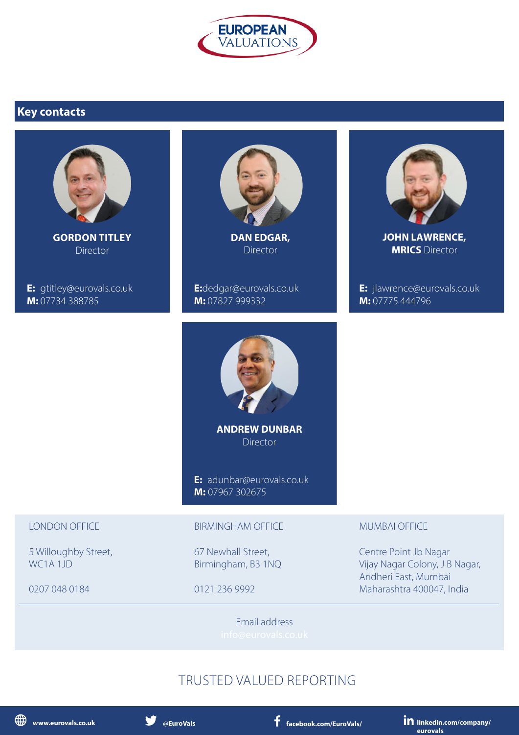EUROPEAN VALUATIONS

## Key contacts

**GORDON TITLEY**
Director

**E:** gtitley@eurovals.co.uk
**M:** 07734 388785

**DAN EDGAR,**
Director

**E:**dedgar@eurovals.co.uk
**M:** 07827 999332

**JOHN LAWRENCE, MRICS** Director

**E:** jlawrence@eurovals.co.uk
**M:** 07775 444796

**ANDREW DUNBAR**
Director

**E:** adunbar@eurovals.co.uk
**M:** 07967 302675

LONDON OFFICE

5 Willoughby Street,
WC1A 1JD

0207 048 0184

BIRMINGHAM OFFICE

67 Newhall Street,
Birmingham, B3 1NQ

0121 236 9992

MUMBAI OFFICE

Centre Point Jb Nagar
Vijay Nagar Colony, J B Nagar,
Andheri East, Mumbai
Maharashtra 400047, India

Email address
info@eurovals.co.uk

TRUSTED VALUED REPORTING

www.eurovals.co.uk

@EuroVals

facebook.com/EuroVals/

linkedin.com/company/eurovals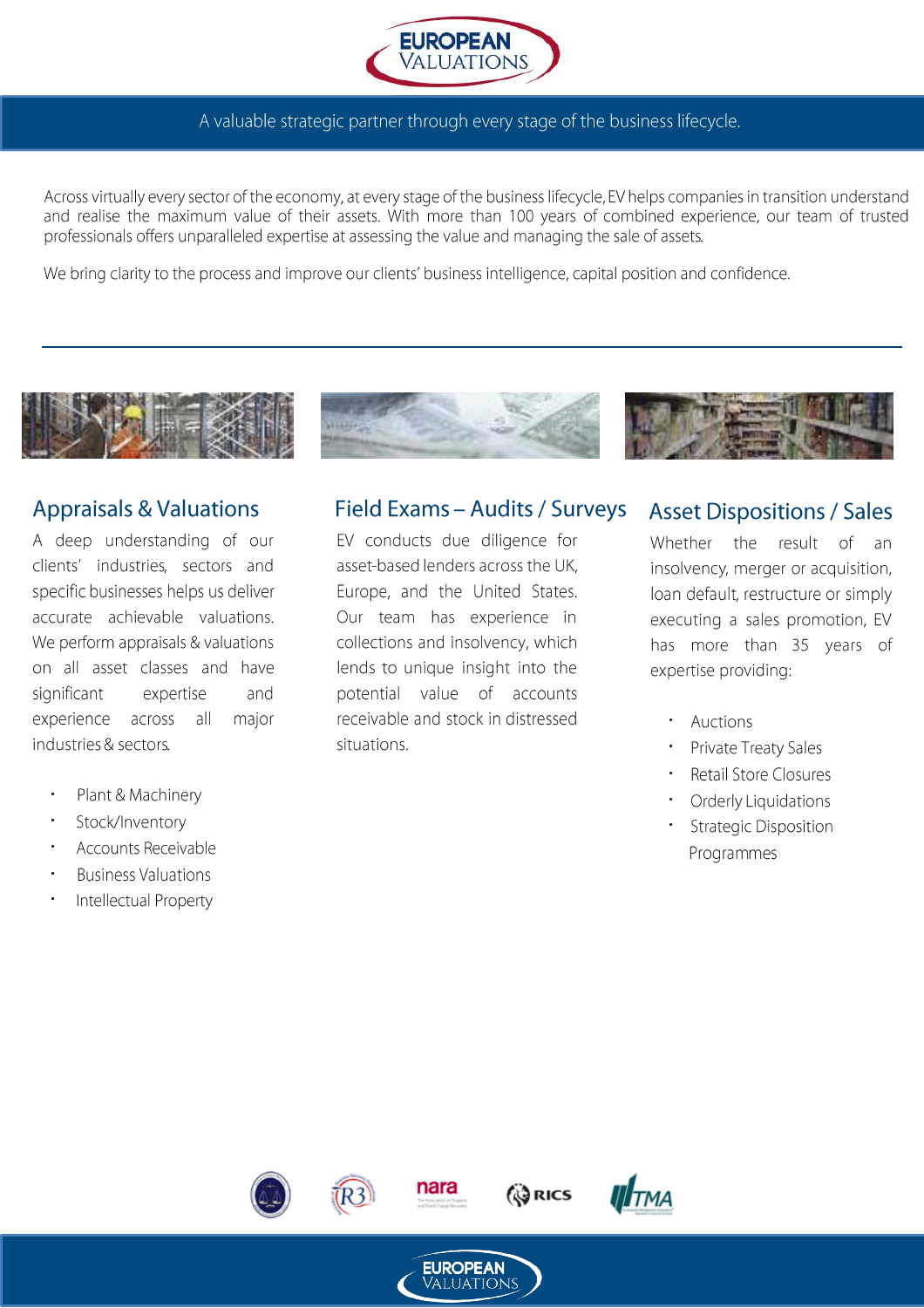# EUROPEAN VALUATIONS

A valuable strategic partner through every stage of the business lifecycle.

Across virtually every sector of the economy, at every stage of the business lifecycle, EV helps companies in transition understand and realise the maximum value of their assets. With more than 100 years of combined experience, our team of trusted professionals offers unparalleled expertise at assessing the value and managing the sale of assets.

We bring clarity to the process and improve our clients' business intelligence, capital position and confidence.

## Appraisals & Valuations

A deep understanding of our clients' industries, sectors and specific businesses helps us deliver accurate achievable valuations. We perform appraisals & valuations on all asset classes and have significant expertise and experience across all major industries & sectors.

- Plant & Machinery
- Stock/Inventory
- Accounts Receivable
- Business Valuations
- Intellectual Property

## Field Exams – Audits / Surveys

EV conducts due diligence for asset-based lenders across the UK, Europe, and the United States. Our team has experience in collections and insolvency, which lends to unique insight into the potential value of accounts receivable and stock in distressed situations.

## Asset Dispositions / Sales

Whether the result of an insolvency, merger or acquisition, loan default, restructure or simply executing a sales promotion, EV has more than 35 years of expertise providing:

- Auctions
- Private Treaty Sales
- Retail Store Closures
- Orderly Liquidations
- Strategic Disposition Programmes

R3 nara RICS TMA

EUROPEAN VALUATIONS